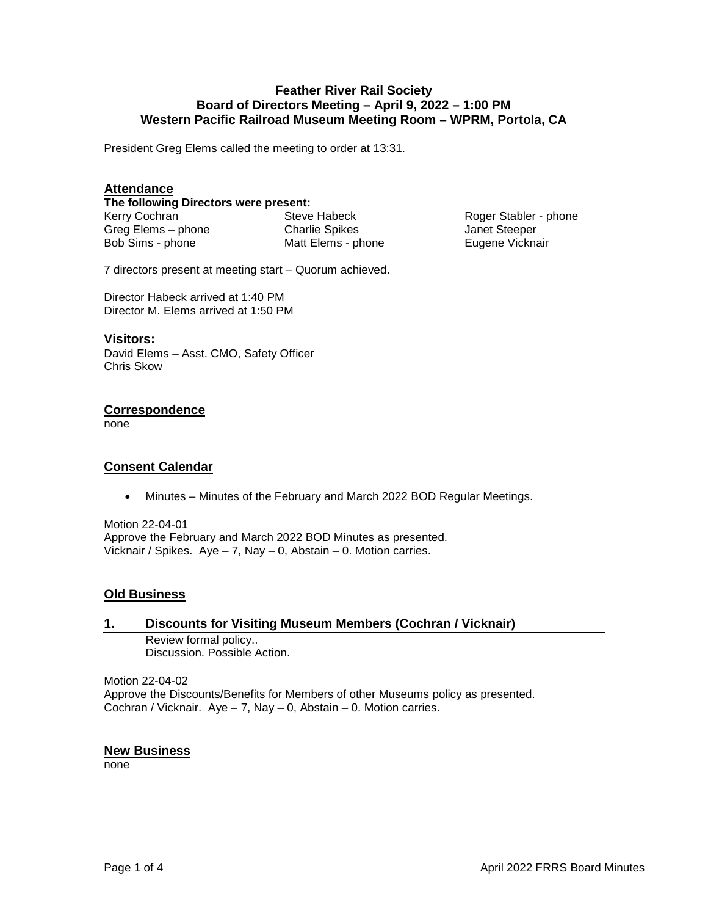**Feather River Rail Society**
**Board of Directors Meeting – April 9, 2022 – 1:00 PM**
**Western Pacific Railroad Museum Meeting Room – WPRM, Portola, CA**

President Greg Elems called the meeting to order at 13:31.

## Attendance

**The following Directors were present:**

| | | |
|---|---|---|
| Kerry Cochran | Steve Habeck | Roger Stabler - phone |
| Greg Elems – phone | Charlie Spikes | Janet Steeper |
| Bob Sims - phone | Matt Elems - phone | Eugene Vicknair |

7 directors present at meeting start – Quorum achieved.

Director Habeck arrived at 1:40 PM
Director M. Elems arrived at 1:50 PM

### Visitors:

David Elems – Asst. CMO, Safety Officer
Chris Skow

## Correspondence

none

## Consent Calendar

- Minutes – Minutes of the February and March 2022 BOD Regular Meetings.

Motion 22-04-01
Approve the February and March 2022 BOD Minutes as presented.
Vicknair / Spikes. Aye – 7, Nay – 0, Abstain – 0. Motion carries.

## Old Business

### 1. Discounts for Visiting Museum Members (Cochran / Vicknair)

Review formal policy..
Discussion. Possible Action.

Motion 22-04-02
Approve the Discounts/Benefits for Members of other Museums policy as presented.
Cochran / Vicknair. Aye – 7, Nay – 0, Abstain – 0. Motion carries.

## New Business

none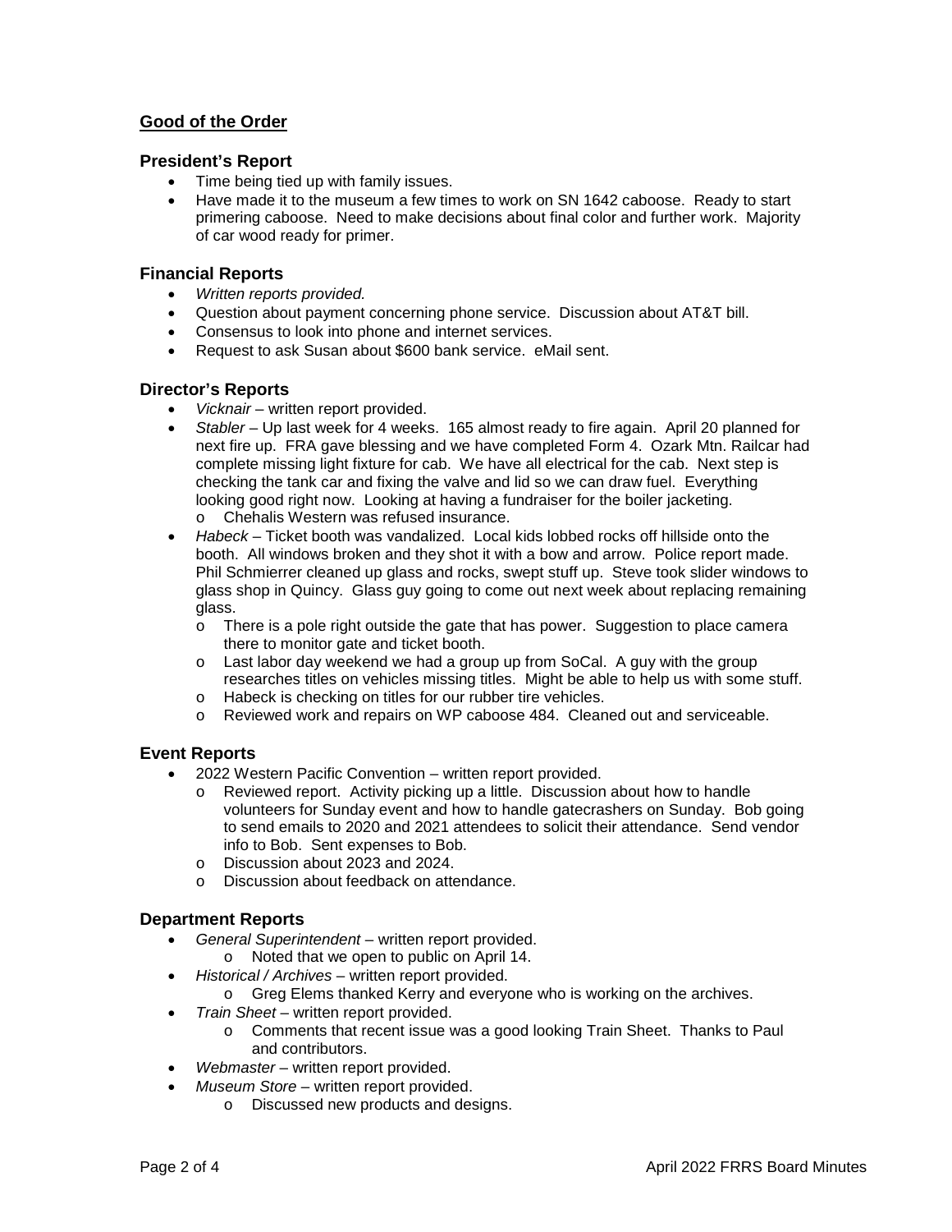## Good of the Order

### President's Report

- Time being tied up with family issues.
- Have made it to the museum a few times to work on SN 1642 caboose. Ready to start primering caboose. Need to make decisions about final color and further work. Majority of car wood ready for primer.

### Financial Reports

- *Written reports provided.*
- Question about payment concerning phone service. Discussion about AT&T bill.
- Consensus to look into phone and internet services.
- Request to ask Susan about $600 bank service. eMail sent.

### Director's Reports

- *Vicknair* – written report provided.
- *Stabler* – Up last week for 4 weeks. 165 almost ready to fire again. April 20 planned for next fire up. FRA gave blessing and we have completed Form 4. Ozark Mtn. Railcar had complete missing light fixture for cab. We have all electrical for the cab. Next step is checking the tank car and fixing the valve and lid so we can draw fuel. Everything looking good right now. Looking at having a fundraiser for the boiler jacketing.
  - Chehalis Western was refused insurance.
- *Habeck* – Ticket booth was vandalized. Local kids lobbed rocks off hillside onto the booth. All windows broken and they shot it with a bow and arrow. Police report made. Phil Schmierrer cleaned up glass and rocks, swept stuff up. Steve took slider windows to glass shop in Quincy. Glass guy going to come out next week about replacing remaining glass.
  - There is a pole right outside the gate that has power. Suggestion to place camera there to monitor gate and ticket booth.
  - Last labor day weekend we had a group up from SoCal. A guy with the group researches titles on vehicles missing titles. Might be able to help us with some stuff.
  - Habeck is checking on titles for our rubber tire vehicles.
  - Reviewed work and repairs on WP caboose 484. Cleaned out and serviceable.

### Event Reports

- 2022 Western Pacific Convention – written report provided.
  - Reviewed report. Activity picking up a little. Discussion about how to handle volunteers for Sunday event and how to handle gatecrashers on Sunday. Bob going to send emails to 2020 and 2021 attendees to solicit their attendance. Send vendor info to Bob. Sent expenses to Bob.
  - Discussion about 2023 and 2024.
  - Discussion about feedback on attendance.

### Department Reports

- *General Superintendent* – written report provided.
  - Noted that we open to public on April 14.
- *Historical / Archives* – written report provided.
  - Greg Elems thanked Kerry and everyone who is working on the archives.
- *Train Sheet* – written report provided.
  - Comments that recent issue was a good looking Train Sheet. Thanks to Paul and contributors.
- *Webmaster* – written report provided.
- *Museum Store* – written report provided.
  - Discussed new products and designs.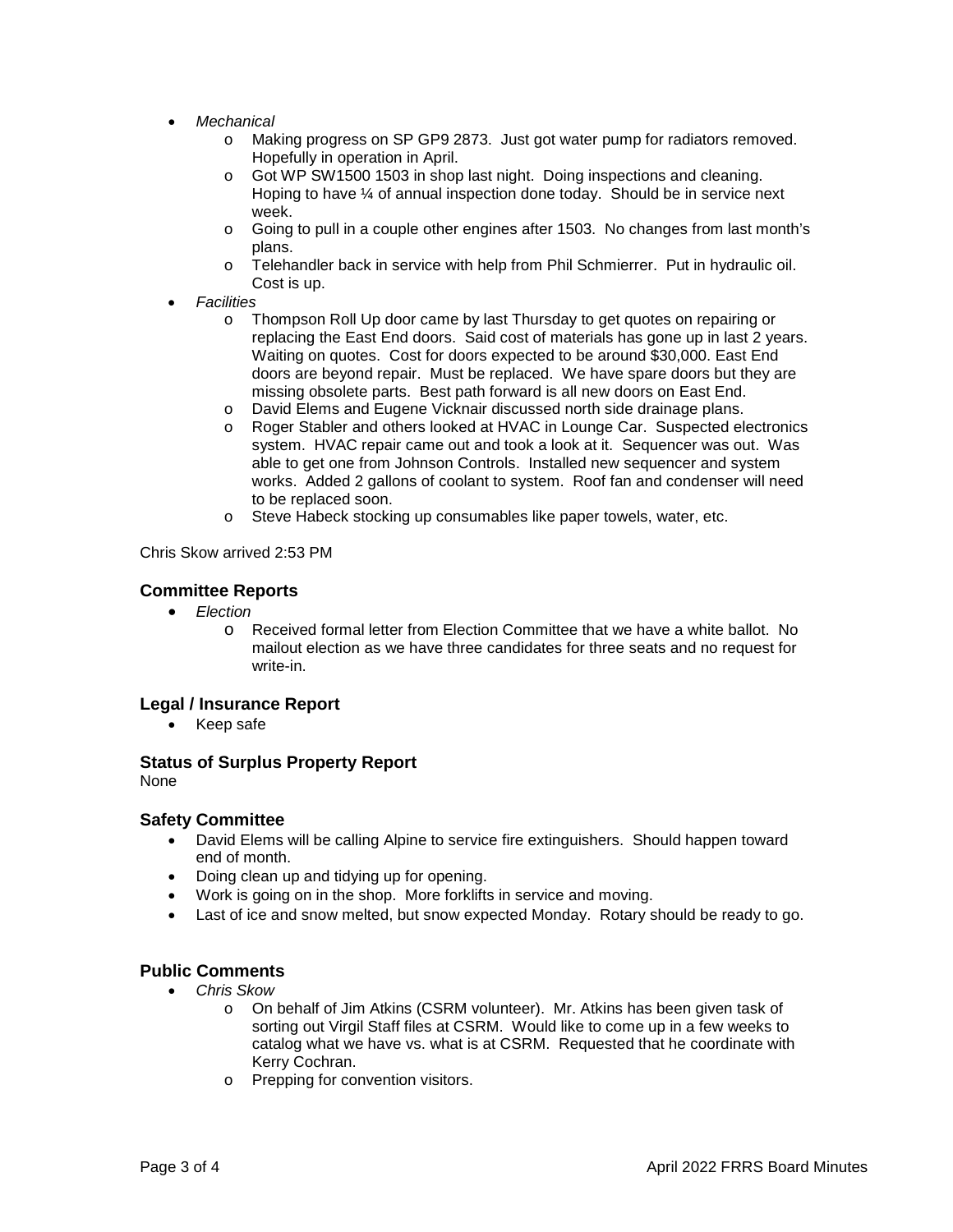- *Mechanical*
  - Making progress on SP GP9 2873. Just got water pump for radiators removed. Hopefully in operation in April.
  - Got WP SW1500 1503 in shop last night. Doing inspections and cleaning. Hoping to have ¼ of annual inspection done today. Should be in service next week.
  - Going to pull in a couple other engines after 1503. No changes from last month's plans.
  - Telehandler back in service with help from Phil Schmierrer. Put in hydraulic oil. Cost is up.
- *Facilities*
  - Thompson Roll Up door came by last Thursday to get quotes on repairing or replacing the East End doors. Said cost of materials has gone up in last 2 years. Waiting on quotes. Cost for doors expected to be around $30,000. East End doors are beyond repair. Must be replaced. We have spare doors but they are missing obsolete parts. Best path forward is all new doors on East End.
  - David Elems and Eugene Vicknair discussed north side drainage plans.
  - Roger Stabler and others looked at HVAC in Lounge Car. Suspected electronics system. HVAC repair came out and took a look at it. Sequencer was out. Was able to get one from Johnson Controls. Installed new sequencer and system works. Added 2 gallons of coolant to system. Roof fan and condenser will need to be replaced soon.
  - Steve Habeck stocking up consumables like paper towels, water, etc.

Chris Skow arrived 2:53 PM

### Committee Reports

- *Election*
  - Received formal letter from Election Committee that we have a white ballot. No mailout election as we have three candidates for three seats and no request for write-in.

### Legal / Insurance Report

- Keep safe

### Status of Surplus Property Report

None

### Safety Committee

- David Elems will be calling Alpine to service fire extinguishers. Should happen toward end of month.
- Doing clean up and tidying up for opening.
- Work is going on in the shop. More forklifts in service and moving.
- Last of ice and snow melted, but snow expected Monday. Rotary should be ready to go.

### Public Comments

- *Chris Skow*
  - On behalf of Jim Atkins (CSRM volunteer). Mr. Atkins has been given task of sorting out Virgil Staff files at CSRM. Would like to come up in a few weeks to catalog what we have vs. what is at CSRM. Requested that he coordinate with Kerry Cochran.
  - Prepping for convention visitors.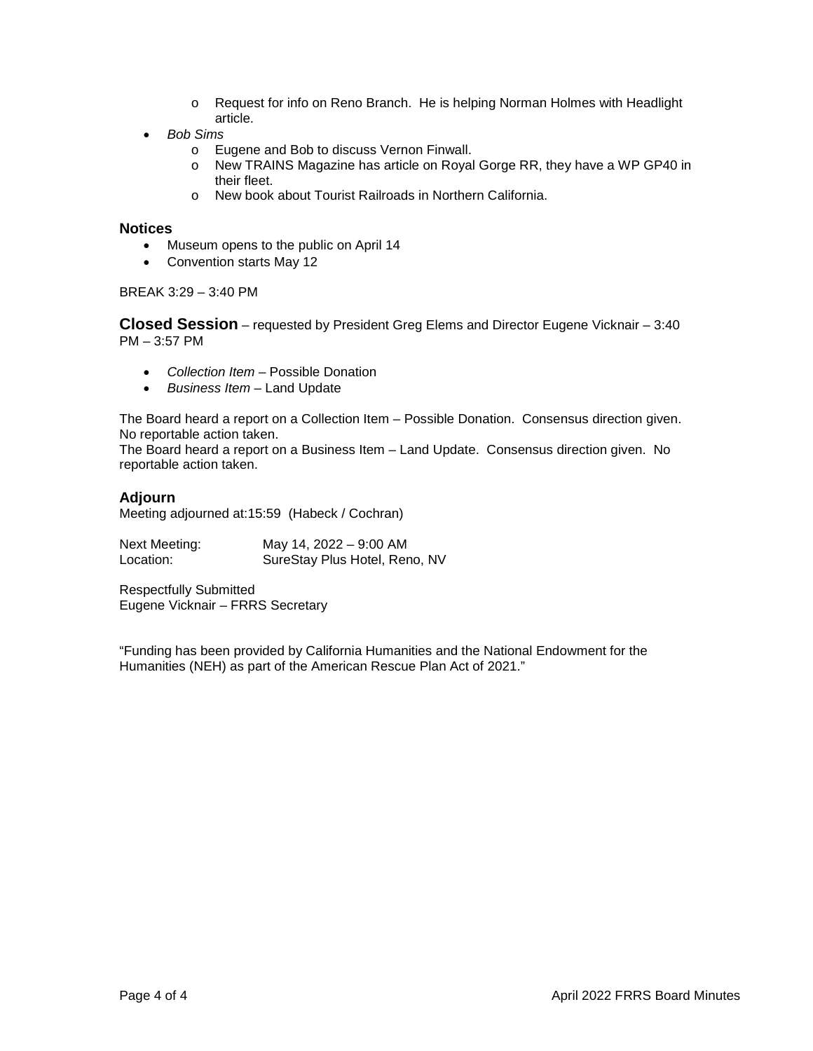- Request for info on Reno Branch. He is helping Norman Holmes with Headlight article.
- *Bob Sims*
    - Eugene and Bob to discuss Vernon Finwall.
    - New TRAINS Magazine has article on Royal Gorge RR, they have a WP GP40 in their fleet.
    - New book about Tourist Railroads in Northern California.

### Notices

- Museum opens to the public on April 14
- Convention starts May 12

BREAK 3:29 – 3:40 PM

**Closed Session** – requested by President Greg Elems and Director Eugene Vicknair – 3:40 PM – 3:57 PM

- *Collection Item* – Possible Donation
- *Business Item* – Land Update

The Board heard a report on a Collection Item – Possible Donation. Consensus direction given. No reportable action taken.
The Board heard a report on a Business Item – Land Update. Consensus direction given. No reportable action taken.

### Adjourn

Meeting adjourned at:15:59 (Habeck / Cochran)

| | |
|---|---|
| Next Meeting: | May 14, 2022 – 9:00 AM |
| Location: | SureStay Plus Hotel, Reno, NV |

Respectfully Submitted
Eugene Vicknair – FRRS Secretary

"Funding has been provided by California Humanities and the National Endowment for the Humanities (NEH) as part of the American Rescue Plan Act of 2021."